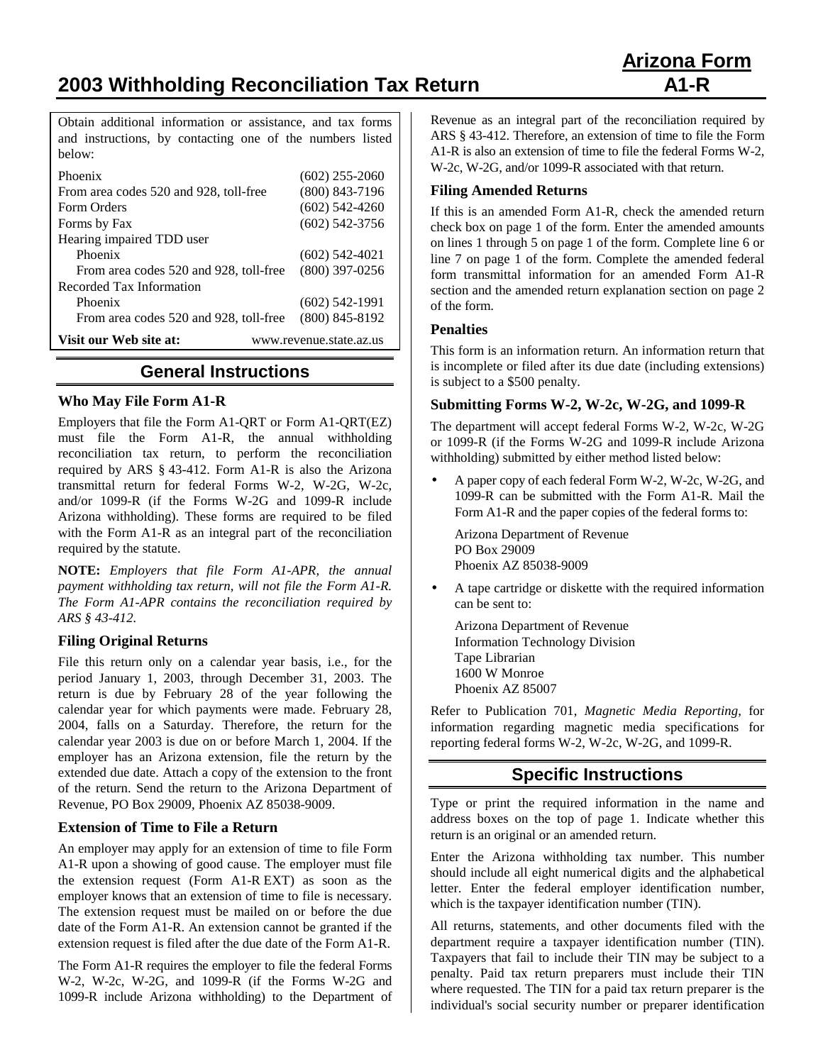# 2003 Withholding Reconciliation Tax Return

**Arizona Form A1-R**

Obtain additional information or assistance, and tax forms and instructions, by contacting one of the numbers listed below:

| | |
|---|---|
| Phoenix | (602) 255-2060 |
| From area codes 520 and 928, toll-free | (800) 843-7196 |
| Form Orders | (602) 542-4260 |
| Forms by Fax | (602) 542-3756 |
| Hearing impaired TDD user | |
| Phoenix | (602) 542-4021 |
| From area codes 520 and 928, toll-free | (800) 397-0256 |
| Recorded Tax Information | |
| Phoenix | (602) 542-1991 |
| From area codes 520 and 928, toll-free | (800) 845-8192 |
| **Visit our Web site at:** | www.revenue.state.az.us |

## General Instructions

### Who May File Form A1-R

Employers that file the Form A1-QRT or Form A1-QRT(EZ) must file the Form A1-R, the annual withholding reconciliation tax return, to perform the reconciliation required by ARS § 43-412. Form A1-R is also the Arizona transmittal return for federal Forms W-2, W-2G, W-2c, and/or 1099-R (if the Forms W-2G and 1099-R include Arizona withholding). These forms are required to be filed with the Form A1-R as an integral part of the reconciliation required by the statute.

**NOTE:** *Employers that file Form A1-APR, the annual payment withholding tax return, will not file the Form A1-R. The Form A1-APR contains the reconciliation required by ARS § 43-412.*

### Filing Original Returns

File this return only on a calendar year basis, i.e., for the period January 1, 2003, through December 31, 2003. The return is due by February 28 of the year following the calendar year for which payments were made. February 28, 2004, falls on a Saturday. Therefore, the return for the calendar year 2003 is due on or before March 1, 2004. If the employer has an Arizona extension, file the return by the extended due date. Attach a copy of the extension to the front of the return. Send the return to the Arizona Department of Revenue, PO Box 29009, Phoenix AZ 85038-9009.

### Extension of Time to File a Return

An employer may apply for an extension of time to file Form A1-R upon a showing of good cause. The employer must file the extension request (Form A1-R EXT) as soon as the employer knows that an extension of time to file is necessary. The extension request must be mailed on or before the due date of the Form A1-R. An extension cannot be granted if the extension request is filed after the due date of the Form A1-R.

The Form A1-R requires the employer to file the federal Forms W-2, W-2c, W-2G, and 1099-R (if the Forms W-2G and 1099-R include Arizona withholding) to the Department of Revenue as an integral part of the reconciliation required by ARS § 43-412. Therefore, an extension of time to file the Form A1-R is also an extension of time to file the federal Forms W-2, W-2c, W-2G, and/or 1099-R associated with that return.

### Filing Amended Returns

If this is an amended Form A1-R, check the amended return check box on page 1 of the form. Enter the amended amounts on lines 1 through 5 on page 1 of the form. Complete line 6 or line 7 on page 1 of the form. Complete the amended federal form transmittal information for an amended Form A1-R section and the amended return explanation section on page 2 of the form.

### Penalties

This form is an information return. An information return that is incomplete or filed after its due date (including extensions) is subject to a $500 penalty.

### Submitting Forms W-2, W-2c, W-2G, and 1099-R

The department will accept federal Forms W-2, W-2c, W-2G or 1099-R (if the Forms W-2G and 1099-R include Arizona withholding) submitted by either method listed below:

- A paper copy of each federal Form W-2, W-2c, W-2G, and 1099-R can be submitted with the Form A1-R. Mail the Form A1-R and the paper copies of the federal forms to:

  Arizona Department of Revenue
  PO Box 29009
  Phoenix AZ 85038-9009

- A tape cartridge or diskette with the required information can be sent to:

  Arizona Department of Revenue
  Information Technology Division
  Tape Librarian
  1600 W Monroe
  Phoenix AZ 85007

Refer to Publication 701, *Magnetic Media Reporting*, for information regarding magnetic media specifications for reporting federal forms W-2, W-2c, W-2G, and 1099-R.

## Specific Instructions

Type or print the required information in the name and address boxes on the top of page 1. Indicate whether this return is an original or an amended return.

Enter the Arizona withholding tax number. This number should include all eight numerical digits and the alphabetical letter. Enter the federal employer identification number, which is the taxpayer identification number (TIN).

All returns, statements, and other documents filed with the department require a taxpayer identification number (TIN). Taxpayers that fail to include their TIN may be subject to a penalty. Paid tax return preparers must include their TIN where requested. The TIN for a paid tax return preparer is the individual's social security number or preparer identification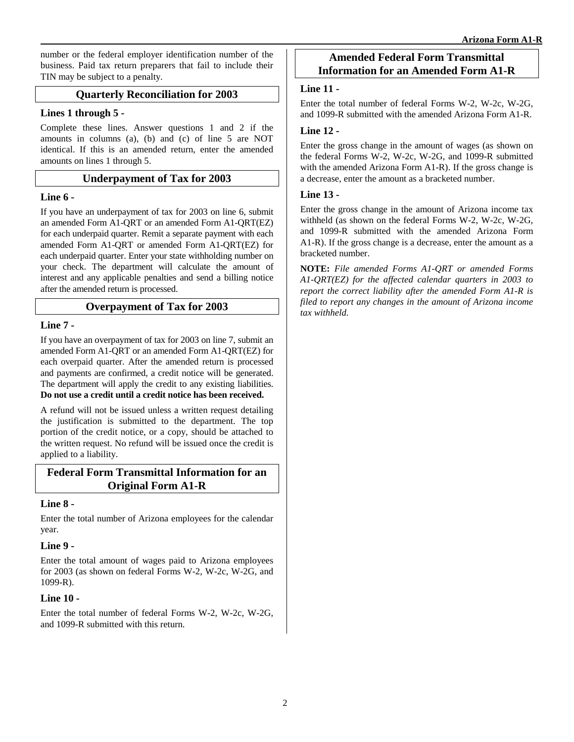number or the federal employer identification number of the business. Paid tax return preparers that fail to include their TIN may be subject to a penalty.

## Quarterly Reconciliation for 2003

### Lines 1 through 5 -

Complete these lines. Answer questions 1 and 2 if the amounts in columns (a), (b) and (c) of line 5 are NOT identical. If this is an amended return, enter the amended amounts on lines 1 through 5.

## Underpayment of Tax for 2003

### Line 6 -

If you have an underpayment of tax for 2003 on line 6, submit an amended Form A1-QRT or an amended Form A1-QRT(EZ) for each underpaid quarter. Remit a separate payment with each amended Form A1-QRT or amended Form A1-QRT(EZ) for each underpaid quarter. Enter your state withholding number on your check. The department will calculate the amount of interest and any applicable penalties and send a billing notice after the amended return is processed.

## Overpayment of Tax for 2003

### Line 7 -

If you have an overpayment of tax for 2003 on line 7, submit an amended Form A1-QRT or an amended Form A1-QRT(EZ) for each overpaid quarter. After the amended return is processed and payments are confirmed, a credit notice will be generated. The department will apply the credit to any existing liabilities. **Do not use a credit until a credit notice has been received.**

A refund will not be issued unless a written request detailing the justification is submitted to the department. The top portion of the credit notice, or a copy, should be attached to the written request. No refund will be issued once the credit is applied to a liability.

## Federal Form Transmittal Information for an Original Form A1-R

### Line 8 -

Enter the total number of Arizona employees for the calendar year.

### Line 9 -

Enter the total amount of wages paid to Arizona employees for 2003 (as shown on federal Forms W-2, W-2c, W-2G, and 1099-R).

### Line 10 -

Enter the total number of federal Forms W-2, W-2c, W-2G, and 1099-R submitted with this return.

## Amended Federal Form Transmittal Information for an Amended Form A1-R

### Line 11 -

Enter the total number of federal Forms W-2, W-2c, W-2G, and 1099-R submitted with the amended Arizona Form A1-R.

### Line 12 -

Enter the gross change in the amount of wages (as shown on the federal Forms W-2, W-2c, W-2G, and 1099-R submitted with the amended Arizona Form A1-R). If the gross change is a decrease, enter the amount as a bracketed number.

### Line 13 -

Enter the gross change in the amount of Arizona income tax withheld (as shown on the federal Forms W-2, W-2c, W-2G, and 1099-R submitted with the amended Arizona Form A1-R). If the gross change is a decrease, enter the amount as a bracketed number.

**NOTE:** *File amended Forms A1-QRT or amended Forms A1-QRT(EZ) for the affected calendar quarters in 2003 to report the correct liability after the amended Form A1-R is filed to report any changes in the amount of Arizona income tax withheld.*